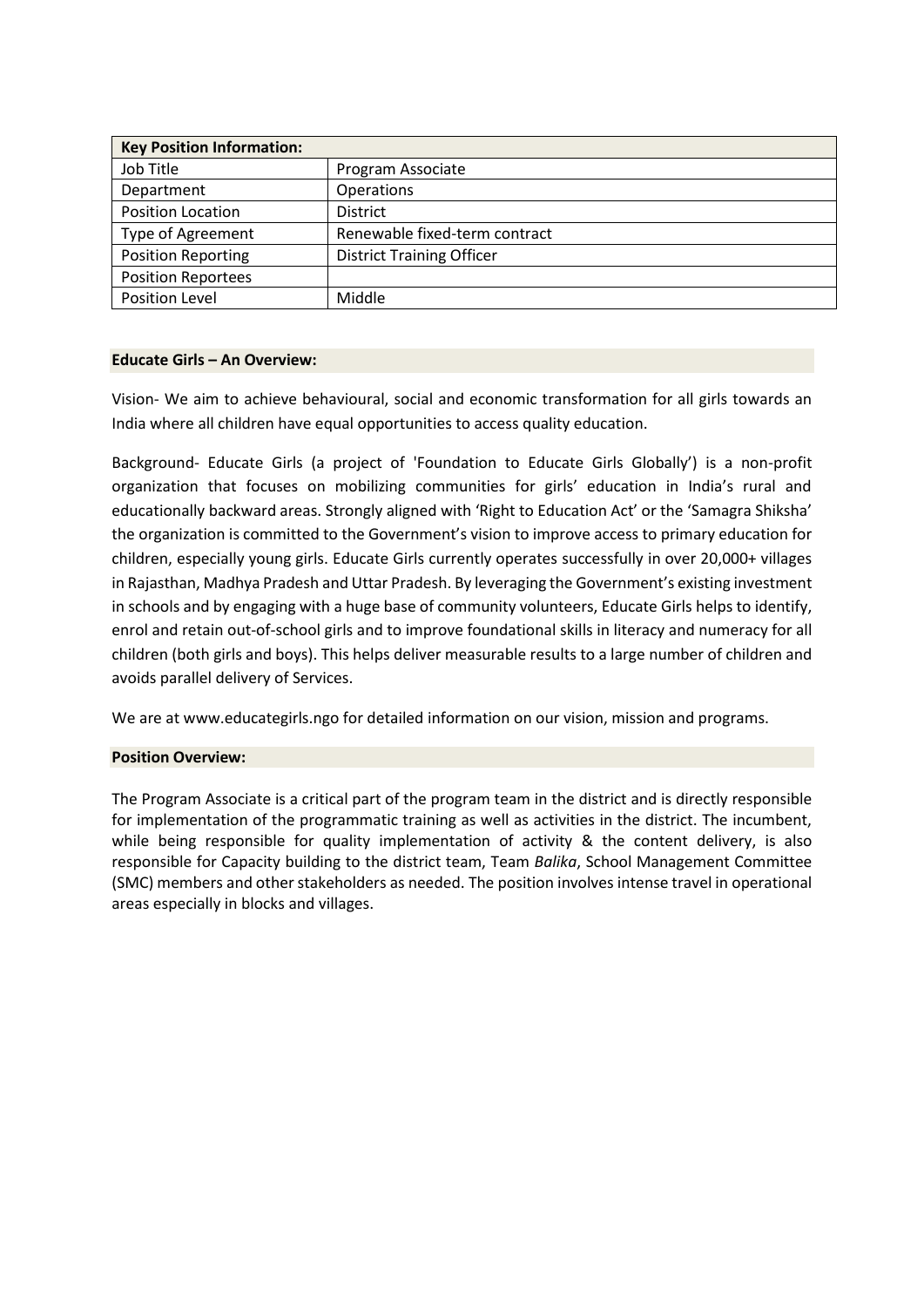| Key Position Information: | |
|---|---|
| Job Title | Program Associate |
| Department | Operations |
| Position Location | District |
| Type of Agreement | Renewable fixed-term contract |
| Position Reporting | District Training Officer |
| Position Reportees | |
| Position Level | Middle |

## Educate Girls – An Overview:

Vision- We aim to achieve behavioural, social and economic transformation for all girls towards an India where all children have equal opportunities to access quality education.

Background- Educate Girls (a project of 'Foundation to Educate Girls Globally') is a non-profit organization that focuses on mobilizing communities for girls' education in India's rural and educationally backward areas. Strongly aligned with 'Right to Education Act' or the 'Samagra Shiksha' the organization is committed to the Government's vision to improve access to primary education for children, especially young girls. Educate Girls currently operates successfully in over 20,000+ villages in Rajasthan, Madhya Pradesh and Uttar Pradesh. By leveraging the Government's existing investment in schools and by engaging with a huge base of community volunteers, Educate Girls helps to identify, enrol and retain out-of-school girls and to improve foundational skills in literacy and numeracy for all children (both girls and boys). This helps deliver measurable results to a large number of children and avoids parallel delivery of Services.

We are at www.educategirls.ngo for detailed information on our vision, mission and programs.

## Position Overview:

The Program Associate is a critical part of the program team in the district and is directly responsible for implementation of the programmatic training as well as activities in the district. The incumbent, while being responsible for quality implementation of activity & the content delivery, is also responsible for Capacity building to the district team, Team *Balika*, School Management Committee (SMC) members and other stakeholders as needed. The position involves intense travel in operational areas especially in blocks and villages.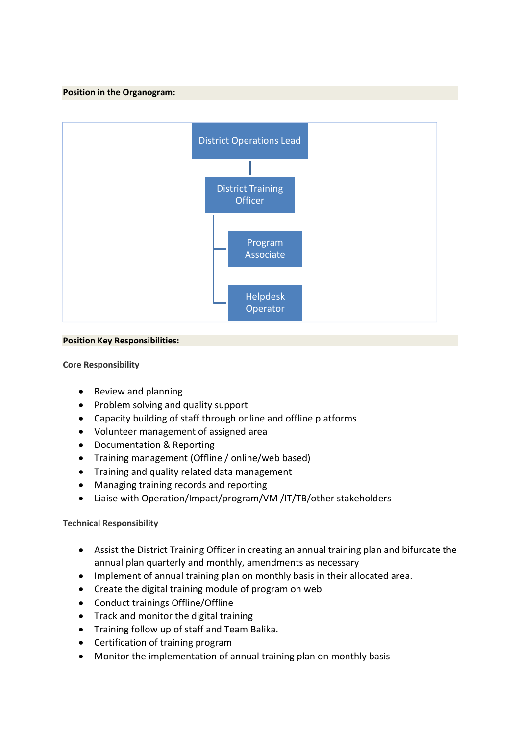**Position in the Organogram:**

- District Operations Lead
  - District Training Officer
    - Program Associate
    - Helpdesk Operator

**Position Key Responsibilities:**

**Core Responsibility**

- Review and planning
- Problem solving and quality support
- Capacity building of staff through online and offline platforms
- Volunteer management of assigned area
- Documentation & Reporting
- Training management (Offline / online/web based)
- Training and quality related data management
- Managing training records and reporting
- Liaise with Operation/Impact/program/VM /IT/TB/other stakeholders

**Technical Responsibility**

- Assist the District Training Officer in creating an annual training plan and bifurcate the annual plan quarterly and monthly, amendments as necessary
- Implement of annual training plan on monthly basis in their allocated area.
- Create the digital training module of program on web
- Conduct trainings Offline/Offline
- Track and monitor the digital training
- Training follow up of staff and Team Balika.
- Certification of training program
- Monitor the implementation of annual training plan on monthly basis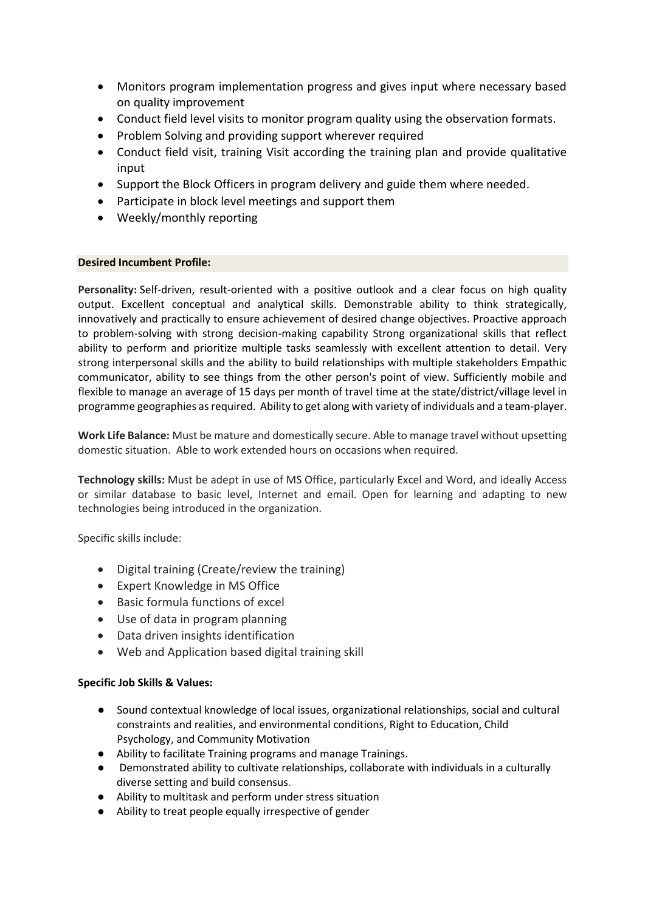- Monitors program implementation progress and gives input where necessary based on quality improvement
- Conduct field level visits to monitor program quality using the observation formats.
- Problem Solving and providing support wherever required
- Conduct field visit, training Visit according the training plan and provide qualitative input
- Support the Block Officers in program delivery and guide them where needed.
- Participate in block level meetings and support them
- Weekly/monthly reporting

**Desired Incumbent Profile:**

**Personality:** Self-driven, result-oriented with a positive outlook and a clear focus on high quality output. Excellent conceptual and analytical skills. Demonstrable ability to think strategically, innovatively and practically to ensure achievement of desired change objectives. Proactive approach to problem-solving with strong decision-making capability Strong organizational skills that reflect ability to perform and prioritize multiple tasks seamlessly with excellent attention to detail. Very strong interpersonal skills and the ability to build relationships with multiple stakeholders Empathic communicator, ability to see things from the other person's point of view. Sufficiently mobile and flexible to manage an average of 15 days per month of travel time at the state/district/village level in programme geographies as required. Ability to get along with variety of individuals and a team-player.

**Work Life Balance:** Must be mature and domestically secure. Able to manage travel without upsetting domestic situation. Able to work extended hours on occasions when required.

**Technology skills:** Must be adept in use of MS Office, particularly Excel and Word, and ideally Access or similar database to basic level, Internet and email. Open for learning and adapting to new technologies being introduced in the organization.

Specific skills include:

- Digital training (Create/review the training)
- Expert Knowledge in MS Office
- Basic formula functions of excel
- Use of data in program planning
- Data driven insights identification
- Web and Application based digital training skill

**Specific Job Skills & Values:**

- Sound contextual knowledge of local issues, organizational relationships, social and cultural constraints and realities, and environmental conditions, Right to Education, Child Psychology, and Community Motivation
- Ability to facilitate Training programs and manage Trainings.
- Demonstrated ability to cultivate relationships, collaborate with individuals in a culturally diverse setting and build consensus.
- Ability to multitask and perform under stress situation
- Ability to treat people equally irrespective of gender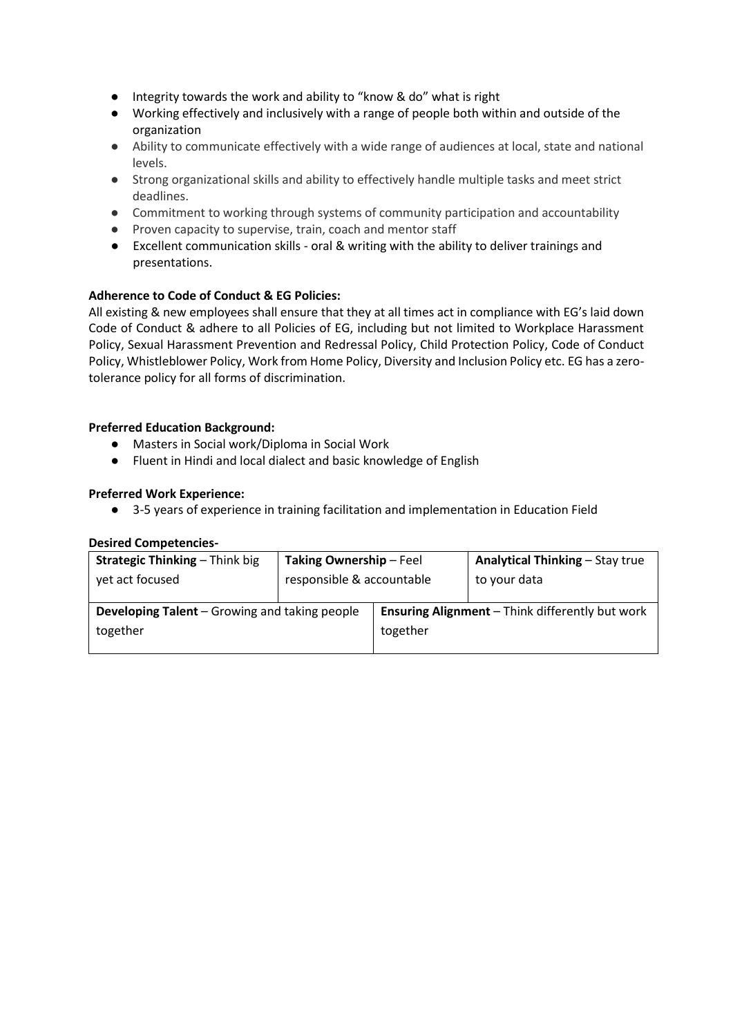- Integrity towards the work and ability to "know & do" what is right
- Working effectively and inclusively with a range of people both within and outside of the organization
- Ability to communicate effectively with a wide range of audiences at local, state and national levels.
- Strong organizational skills and ability to effectively handle multiple tasks and meet strict deadlines.
- Commitment to working through systems of community participation and accountability
- Proven capacity to supervise, train, coach and mentor staff
- Excellent communication skills - oral & writing with the ability to deliver trainings and presentations.

**Adherence to Code of Conduct & EG Policies:**

All existing & new employees shall ensure that they at all times act in compliance with EG's laid down Code of Conduct & adhere to all Policies of EG, including but not limited to Workplace Harassment Policy, Sexual Harassment Prevention and Redressal Policy, Child Protection Policy, Code of Conduct Policy, Whistleblower Policy, Work from Home Policy, Diversity and Inclusion Policy etc. EG has a zero-tolerance policy for all forms of discrimination.

**Preferred Education Background:**

- Masters in Social work/Diploma in Social Work
- Fluent in Hindi and local dialect and basic knowledge of English

**Preferred Work Experience:**

- 3-5 years of experience in training facilitation and implementation in Education Field

**Desired Competencies-**

| | | |
|---|---|---|
| **Strategic Thinking** – Think big yet act focused | **Taking Ownership** – Feel responsible & accountable | **Analytical Thinking** – Stay true to your data |
| **Developing Talent** – Growing and taking people together | **Ensuring Alignment** – Think differently but work together | |